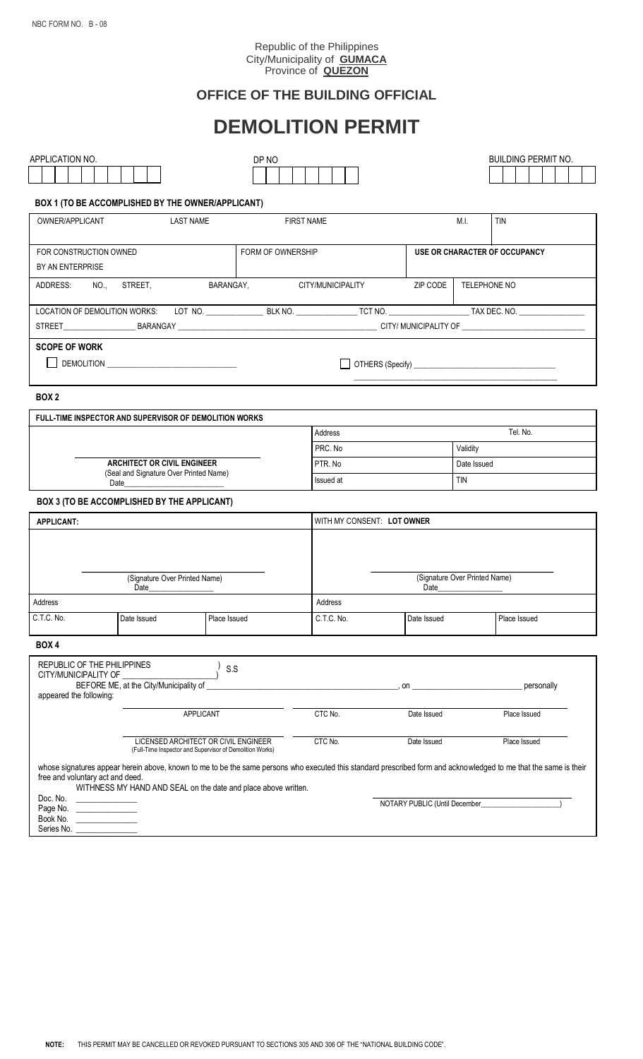NBC FORM NO. B - 08

Republic of the Philippines
City/Municipality of **GUMACA**
Province of **QUEZON**

## OFFICE OF THE BUILDING OFFICIAL

# DEMOLITION PERMIT

| APPLICATION NO. | DP NO | BUILDING PERMIT NO. |
|---|---|---|
| | | |

**BOX 1 (TO BE ACCOMPLISHED BY THE OWNER/APPLICANT)**

| OWNER/APPLICANT | LAST NAME | FIRST NAME | M.I. | TIN |
|---|---|---|---|---|
| | | | | |

| FOR CONSTRUCTION OWNED BY AN ENTERPRISE | FORM OF OWNERSHIP | USE OR CHARACTER OF OCCUPANCY |
|---|---|---|
| | | |

| ADDRESS: NO., STREET, BARANGAY, | CITY/MUNICIPALITY | ZIP CODE | TELEPHONE NO |
|---|---|---|---|
| | | | |

LOCATION OF DEMOLITION WORKS: LOT NO. ______________ BLK NO. ______________ TCT NO. ____________________ TAX DEC. NO. ______________

STREET________________ BARANGAY ______________________________________________ CITY/ MUNICIPALITY OF ____________________________

**SCOPE OF WORK**

☐ DEMOLITION ______________________________

☐ OTHERS (Specify) ______________________________

**BOX 2**

**FULL-TIME INSPECTOR AND SUPERVISOR OF DEMOLITION WORKS**

| | Address | Tel. No. |
|---|---|---|
| | PRC. No | Validity |
| **ARCHITECT OR CIVIL ENGINEER** (Seal and Signature Over Printed Name) | PTR. No | Date Issued |
| Date______________________ | Issued at | TIN |

**BOX 3 (TO BE ACCOMPLISHED BY THE APPLICANT)**

| APPLICANT: | | | WITH MY CONSENT: **LOT OWNER** | | |
|---|---|---|---|---|---|
| (Signature Over Printed Name) Date______________ | | | (Signature Over Printed Name) Date______________ | | |
| Address | | | Address | | |
| C.T.C. No. | Date Issued | Place Issued | C.T.C. No. | Date Issued | Place Issued |

**BOX 4**

REPUBLIC OF THE PHILIPPINES
CITY/MUNICIPALITY OF ____________________ ) S.S

BEFORE ME, at the City/Municipality of ______________________________________, on ________________________ personally appeared the following:

| | CTC No. | Date Issued | Place Issued |
|---|---|---|---|
| APPLICANT | | | |
| LICENSED ARCHITECT OR CIVIL ENGINEER (Full-Time Inspector and Supervisor of Demolition Works) | | | |

whose signatures appear herein above, known to me to be the same persons who executed this standard prescribed form and acknowledged to me that the same is their free and voluntary act and deed.

WITHNESS MY HAND AND SEAL on the date and place above written.

Doc. No. ____________
Page No. ____________
Book No. ____________
Series No. ____________

NOTARY PUBLIC (Until December__________________)

**NOTE:** THIS PERMIT MAY BE CANCELLED OR REVOKED PURSUANT TO SECTIONS 305 AND 306 OF THE "NATIONAL BUILDING CODE".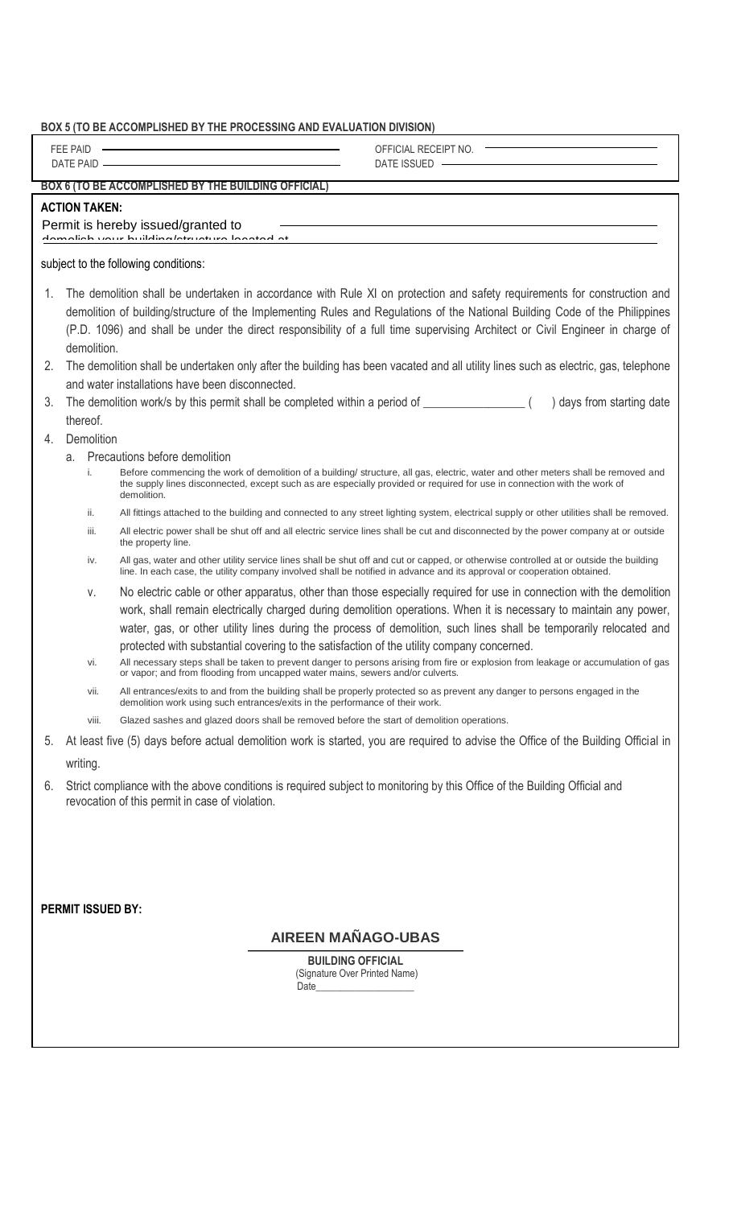**BOX 5 (TO BE ACCOMPLISHED BY THE PROCESSING AND EVALUATION DIVISION)**

FEE PAID ______________________________ OFFICIAL RECEIPT NO. ______________________________

DATE PAID ______________________________ DATE ISSUED ______________________________

**BOX 6 (TO BE ACCOMPLISHED BY THE BUILDING OFFICIAL)**

**ACTION TAKEN:**

Permit is hereby issued/granted to ______________________________
demolish your building/structure located at ______________________________

subject to the following conditions:

1. The demolition shall be undertaken in accordance with Rule XI on protection and safety requirements for construction and demolition of building/structure of the Implementing Rules and Regulations of the National Building Code of the Philippines (P.D. 1096) and shall be under the direct responsibility of a full time supervising Architect or Civil Engineer in charge of demolition.
2. The demolition shall be undertaken only after the building has been vacated and all utility lines such as electric, gas, telephone and water installations have been disconnected.
3. The demolition work/s by this permit shall be completed within a period of ________________ (     ) days from starting date thereof.
4. Demolition
   a. Precautions before demolition
      i. Before commencing the work of demolition of a building/ structure, all gas, electric, water and other meters shall be removed and the supply lines disconnected, except such as are especially provided or required for use in connection with the work of demolition.
      ii. All fittings attached to the building and connected to any street lighting system, electrical supply or other utilities shall be removed.
      iii. All electric power shall be shut off and all electric service lines shall be cut and disconnected by the power company at or outside the property line.
      iv. All gas, water and other utility service lines shall be shut off and cut or capped, or otherwise controlled at or outside the building line. In each case, the utility company involved shall be notified in advance and its approval or cooperation obtained.
      v. No electric cable or other apparatus, other than those especially required for use in connection with the demolition work, shall remain electrically charged during demolition operations. When it is necessary to maintain any power, water, gas, or other utility lines during the process of demolition, such lines shall be temporarily relocated and protected with substantial covering to the satisfaction of the utility company concerned.
      vi. All necessary steps shall be taken to prevent danger to persons arising from fire or explosion from leakage or accumulation of gas or vapor; and from flooding from uncapped water mains, sewers and/or culverts.
      vii. All entrances/exits to and from the building shall be properly protected so as prevent any danger to persons engaged in the demolition work using such entrances/exits in the performance of their work.
      viii. Glazed sashes and glazed doors shall be removed before the start of demolition operations.
5. At least five (5) days before actual demolition work is started, you are required to advise the Office of the Building Official in writing.
6. Strict compliance with the above conditions is required subject to monitoring by this Office of the Building Official and revocation of this permit in case of violation.

**PERMIT ISSUED BY:**

**AIREEN MAÑAGO-UBAS**

**BUILDING OFFICIAL**
(Signature Over Printed Name)
Date__________________